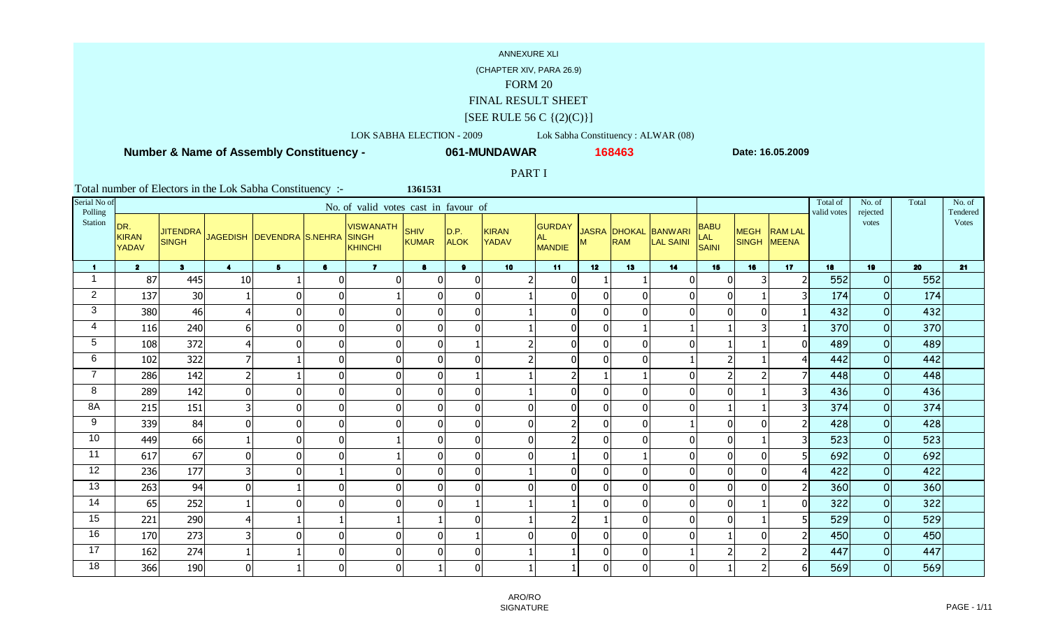ANNEXURE XLI

(CHAPTER XIV, PARA 26.9)

FORM 20

FINAL RESULT SHEET

[SEE RULE 56 C {(2)(C)}]

LOK SABHA ELECTION - 2009 Lok Sabha Constituency : ALWAR (08)

**Number & Name of Assembly Constituency - 061-MUNDAWAR 168463 Date: 16.05.2009**

PART I

Total number of Electors in the Lok Sabha Constituency :- 1361531

| Serial No of Polling Station | No. of valid votes cast in favour of | | | | | | | | | | | | | | | | Total of valid votes | No. of rejected votes | Total | No. of Tendered Votes |
|---|---|---|---|---|---|---|---|---|---|---|---|---|---|---|---|---|---|---|---|---|
| | DR. KIRAN YADAV | JITENDRA SINGH | JAGEDISH | DEVENDRA | S.NEHRA | VISWANATH SINGH KHINCHI | SHIV KUMAR | D.P. ALOK | KIRAN YADAV | GURDAYAL MANDIE | JASRAM | DHOKAL RAM | BANWARI LAL SAINI | BABU LAL SAINI | MEGH SINGH | RAM LAL MEENA | | | | |
| 1 | 2 | 3 | 4 | 5 | 6 | 7 | 8 | 9 | 10 | 11 | 12 | 13 | 14 | 15 | 16 | 17 | 18 | 19 | 20 | 21 |
| 1 | 87 | 445 | 10 | 1 | 0 | 0 | 0 | 0 | 2 | 0 | 1 | 1 | 0 | 0 | 3 | 2 | 552 | 0 | 552 | |
| 2 | 137 | 30 | 1 | 0 | 0 | 1 | 0 | 0 | 1 | 0 | 0 | 0 | 0 | 0 | 1 | 3 | 174 | 0 | 174 | |
| 3 | 380 | 46 | 4 | 0 | 0 | 0 | 0 | 0 | 1 | 0 | 0 | 0 | 0 | 0 | 0 | 1 | 432 | 0 | 432 | |
| 4 | 116 | 240 | 6 | 0 | 0 | 0 | 0 | 0 | 1 | 0 | 0 | 1 | 1 | 1 | 3 | 1 | 370 | 0 | 370 | |
| 5 | 108 | 372 | 4 | 0 | 0 | 0 | 0 | 1 | 2 | 0 | 0 | 0 | 0 | 1 | 1 | 0 | 489 | 0 | 489 | |
| 6 | 102 | 322 | 7 | 1 | 0 | 0 | 0 | 0 | 2 | 0 | 0 | 0 | 1 | 2 | 1 | 4 | 442 | 0 | 442 | |
| 7 | 286 | 142 | 2 | 1 | 0 | 0 | 0 | 1 | 1 | 2 | 1 | 1 | 0 | 2 | 2 | 7 | 448 | 0 | 448 | |
| 8 | 289 | 142 | 0 | 0 | 0 | 0 | 0 | 0 | 1 | 0 | 0 | 0 | 0 | 0 | 1 | 3 | 436 | 0 | 436 | |
| 8A | 215 | 151 | 3 | 0 | 0 | 0 | 0 | 0 | 0 | 0 | 0 | 0 | 0 | 1 | 1 | 3 | 374 | 0 | 374 | |
| 9 | 339 | 84 | 0 | 0 | 0 | 0 | 0 | 0 | 0 | 2 | 0 | 0 | 1 | 0 | 0 | 2 | 428 | 0 | 428 | |
| 10 | 449 | 66 | 1 | 0 | 0 | 1 | 0 | 0 | 0 | 2 | 0 | 0 | 0 | 0 | 1 | 3 | 523 | 0 | 523 | |
| 11 | 617 | 67 | 0 | 0 | 0 | 1 | 0 | 0 | 0 | 1 | 0 | 1 | 0 | 0 | 0 | 5 | 692 | 0 | 692 | |
| 12 | 236 | 177 | 3 | 0 | 1 | 0 | 0 | 0 | 1 | 0 | 0 | 0 | 0 | 0 | 0 | 4 | 422 | 0 | 422 | |
| 13 | 263 | 94 | 0 | 1 | 0 | 0 | 0 | 0 | 0 | 0 | 0 | 0 | 0 | 0 | 0 | 2 | 360 | 0 | 360 | |
| 14 | 65 | 252 | 1 | 0 | 0 | 0 | 0 | 1 | 1 | 1 | 0 | 0 | 0 | 0 | 1 | 0 | 322 | 0 | 322 | |
| 15 | 221 | 290 | 4 | 1 | 1 | 1 | 1 | 0 | 1 | 2 | 1 | 0 | 0 | 0 | 1 | 5 | 529 | 0 | 529 | |
| 16 | 170 | 273 | 3 | 0 | 0 | 0 | 0 | 1 | 0 | 0 | 0 | 0 | 0 | 1 | 0 | 2 | 450 | 0 | 450 | |
| 17 | 162 | 274 | 1 | 1 | 0 | 0 | 0 | 0 | 1 | 1 | 0 | 0 | 1 | 2 | 2 | 2 | 447 | 0 | 447 | |
| 18 | 366 | 190 | 0 | 1 | 0 | 0 | 1 | 0 | 1 | 1 | 0 | 0 | 0 | 1 | 2 | 6 | 569 | 0 | 569 | |

ARO/RO
SIGNATURE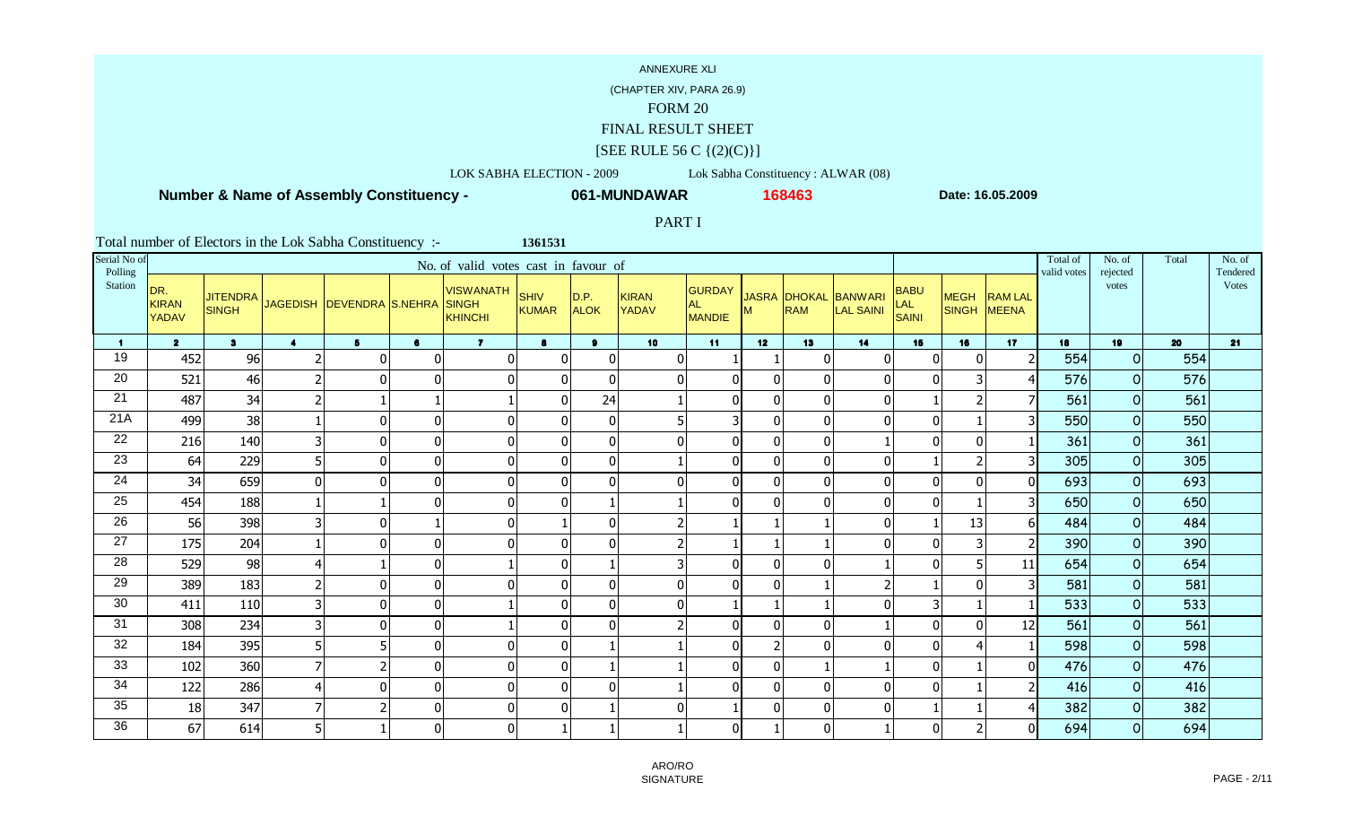ANNEXURE XLI

(CHAPTER XIV, PARA 26.9)

FORM 20

FINAL RESULT SHEET

[SEE RULE 56 C {(2)(C)}]

LOK SABHA ELECTION - 2009 Lok Sabha Constituency : ALWAR (08)

**Number & Name of Assembly Constituency - 061-MUNDAWAR 168463 Date: 16.05.2009**

PART I

Total number of Electors in the Lok Sabha Constituency :- 1361531

| Serial No of Polling Station | No. of valid votes cast in favour of | | | | | | | | | | | | | | | | Total of valid votes | No. of rejected votes | Total | No. of Tendered Votes |
|---|---|---|---|---|---|---|---|---|---|---|---|---|---|---|---|---|---|---|---|---|
| | DR. KIRAN YADAV | JITENDRA SINGH | JAGEDISH | DEVENDRA | S.NEHRA | VISWANATH SINGH KHINCHI | SHIV KUMAR | D.P. ALOK | KIRAN YADAV | GURDAYAL MANDIE | JASRAM | DHOKAL RAM | BANWARI LAL SAINI | BABU LAL SAINI | MEGH SINGH | RAM LAL MEENA | | | | |
| 1 | 2 | 3 | 4 | 5 | 6 | 7 | 8 | 9 | 10 | 11 | 12 | 13 | 14 | 15 | 16 | 17 | 18 | 19 | 20 | 21 |
| 19 | 452 | 96 | 2 | 0 | 0 | 0 | 0 | 0 | 0 | 1 | 1 | 0 | 0 | 0 | 0 | 2 | 554 | 0 | 554 | |
| 20 | 521 | 46 | 2 | 0 | 0 | 0 | 0 | 0 | 0 | 0 | 0 | 0 | 0 | 0 | 3 | 4 | 576 | 0 | 576 | |
| 21 | 487 | 34 | 2 | 1 | 1 | 1 | 0 | 24 | 1 | 0 | 0 | 0 | 0 | 1 | 2 | 7 | 561 | 0 | 561 | |
| 21A | 499 | 38 | 1 | 0 | 0 | 0 | 0 | 0 | 5 | 3 | 0 | 0 | 0 | 0 | 1 | 3 | 550 | 0 | 550 | |
| 22 | 216 | 140 | 3 | 0 | 0 | 0 | 0 | 0 | 0 | 0 | 0 | 0 | 1 | 0 | 0 | 1 | 361 | 0 | 361 | |
| 23 | 64 | 229 | 5 | 0 | 0 | 0 | 0 | 0 | 1 | 0 | 0 | 0 | 0 | 1 | 2 | 3 | 305 | 0 | 305 | |
| 24 | 34 | 659 | 0 | 0 | 0 | 0 | 0 | 0 | 0 | 0 | 0 | 0 | 0 | 0 | 0 | 0 | 693 | 0 | 693 | |
| 25 | 454 | 188 | 1 | 1 | 0 | 0 | 0 | 1 | 1 | 0 | 0 | 0 | 0 | 0 | 1 | 3 | 650 | 0 | 650 | |
| 26 | 56 | 398 | 3 | 0 | 1 | 0 | 1 | 0 | 2 | 1 | 1 | 1 | 0 | 1 | 13 | 6 | 484 | 0 | 484 | |
| 27 | 175 | 204 | 1 | 0 | 0 | 0 | 0 | 0 | 2 | 1 | 1 | 1 | 0 | 0 | 3 | 2 | 390 | 0 | 390 | |
| 28 | 529 | 98 | 4 | 1 | 0 | 1 | 0 | 1 | 3 | 0 | 0 | 0 | 1 | 0 | 5 | 11 | 654 | 0 | 654 | |
| 29 | 389 | 183 | 2 | 0 | 0 | 0 | 0 | 0 | 0 | 0 | 0 | 1 | 2 | 1 | 0 | 3 | 581 | 0 | 581 | |
| 30 | 411 | 110 | 3 | 0 | 0 | 1 | 0 | 0 | 0 | 1 | 1 | 1 | 0 | 3 | 1 | 1 | 533 | 0 | 533 | |
| 31 | 308 | 234 | 3 | 0 | 0 | 1 | 0 | 0 | 2 | 0 | 0 | 0 | 1 | 0 | 0 | 12 | 561 | 0 | 561 | |
| 32 | 184 | 395 | 5 | 5 | 0 | 0 | 0 | 1 | 1 | 0 | 2 | 0 | 0 | 0 | 4 | 1 | 598 | 0 | 598 | |
| 33 | 102 | 360 | 7 | 2 | 0 | 0 | 0 | 1 | 1 | 0 | 0 | 1 | 1 | 0 | 1 | 0 | 476 | 0 | 476 | |
| 34 | 122 | 286 | 4 | 0 | 0 | 0 | 0 | 0 | 1 | 0 | 0 | 0 | 0 | 0 | 1 | 2 | 416 | 0 | 416 | |
| 35 | 18 | 347 | 7 | 2 | 0 | 0 | 0 | 1 | 0 | 1 | 0 | 0 | 0 | 1 | 1 | 4 | 382 | 0 | 382 | |
| 36 | 67 | 614 | 5 | 1 | 0 | 0 | 1 | 1 | 1 | 0 | 1 | 0 | 1 | 0 | 2 | 0 | 694 | 0 | 694 | |

ARO/RO
SIGNATURE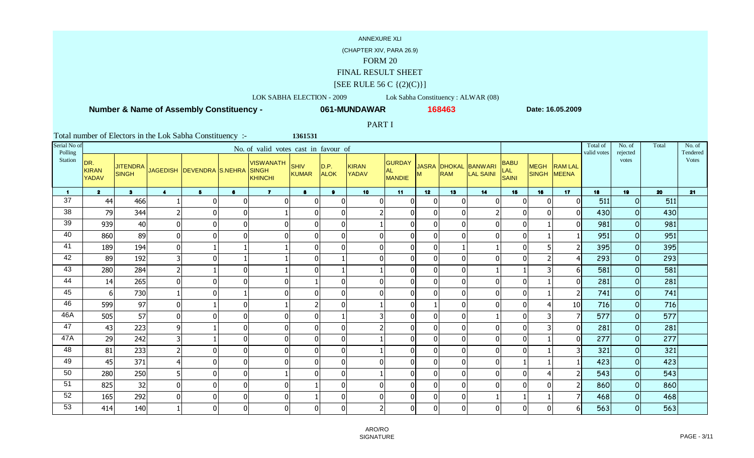ANNEXURE XLI

(CHAPTER XIV, PARA 26.9)

FORM 20

FINAL RESULT SHEET

[SEE RULE 56 C {(2)(C)}]

LOK SABHA ELECTION - 2009 Lok Sabha Constituency : ALWAR (08)

**Number & Name of Assembly Constituency - 061-MUNDAWAR 168463 Date: 16.05.2009**

PART I

Total number of Electors in the Lok Sabha Constituency :- 1361531

| Serial No of Polling Station | No. of valid votes cast in favour of | | | | | | | | | | | | | | | | Total of valid votes | No. of rejected votes | Total | No. of Tendered Votes |
|---|---|---|---|---|---|---|---|---|---|---|---|---|---|---|---|---|---|---|---|---|
| | DR. KIRAN YADAV | JITENDRA SINGH | JAGEDISH | DEVENDRA | S.NEHRA | VISWANATH SINGH KHINCHI | SHIV KUMAR | D.P. ALOK | KIRAN YADAV | GURDAYAL MANDIE | JASRAM | DHOKAL RAM | BANWARI LAL SAINI | BABU LAL SAINI | MEGH SINGH | RAM LAL MEENA | | | | |
| 1 | 2 | 3 | 4 | 5 | 6 | 7 | 8 | 9 | 10 | 11 | 12 | 13 | 14 | 15 | 16 | 17 | 18 | 19 | 20 | 21 |
| 37 | 44 | 466 | 1 | 0 | 0 | 0 | 0 | 0 | 0 | 0 | 0 | 0 | 0 | 0 | 0 | 0 | 511 | 0 | 511 | |
| 38 | 79 | 344 | 2 | 0 | 0 | 1 | 0 | 0 | 2 | 0 | 0 | 0 | 2 | 0 | 0 | 0 | 430 | 0 | 430 | |
| 39 | 939 | 40 | 0 | 0 | 0 | 0 | 0 | 0 | 1 | 0 | 0 | 0 | 0 | 0 | 1 | 0 | 981 | 0 | 981 | |
| 40 | 860 | 89 | 0 | 0 | 0 | 0 | 0 | 0 | 0 | 0 | 0 | 0 | 0 | 0 | 1 | 1 | 951 | 0 | 951 | |
| 41 | 189 | 194 | 0 | 1 | 1 | 1 | 0 | 0 | 0 | 0 | 0 | 1 | 1 | 0 | 5 | 2 | 395 | 0 | 395 | |
| 42 | 89 | 192 | 3 | 0 | 1 | 1 | 0 | 1 | 0 | 0 | 0 | 0 | 0 | 0 | 2 | 4 | 293 | 0 | 293 | |
| 43 | 280 | 284 | 2 | 1 | 0 | 1 | 0 | 1 | 1 | 0 | 0 | 0 | 1 | 1 | 3 | 6 | 581 | 0 | 581 | |
| 44 | 14 | 265 | 0 | 0 | 0 | 0 | 1 | 0 | 0 | 0 | 0 | 0 | 0 | 0 | 1 | 0 | 281 | 0 | 281 | |
| 45 | 6 | 730 | 1 | 0 | 1 | 0 | 0 | 0 | 0 | 0 | 0 | 0 | 0 | 0 | 1 | 2 | 741 | 0 | 741 | |
| 46 | 599 | 97 | 0 | 1 | 0 | 1 | 2 | 0 | 1 | 0 | 1 | 0 | 0 | 0 | 4 | 10 | 716 | 0 | 716 | |
| 46A | 505 | 57 | 0 | 0 | 0 | 0 | 0 | 1 | 3 | 0 | 0 | 0 | 1 | 0 | 3 | 7 | 577 | 0 | 577 | |
| 47 | 43 | 223 | 9 | 1 | 0 | 0 | 0 | 0 | 2 | 0 | 0 | 0 | 0 | 0 | 3 | 0 | 281 | 0 | 281 | |
| 47A | 29 | 242 | 3 | 1 | 0 | 0 | 0 | 0 | 1 | 0 | 0 | 0 | 0 | 0 | 1 | 0 | 277 | 0 | 277 | |
| 48 | 81 | 233 | 2 | 0 | 0 | 0 | 0 | 0 | 1 | 0 | 0 | 0 | 0 | 0 | 1 | 3 | 321 | 0 | 321 | |
| 49 | 45 | 371 | 4 | 0 | 0 | 0 | 0 | 0 | 0 | 0 | 0 | 0 | 0 | 1 | 1 | 1 | 423 | 0 | 423 | |
| 50 | 280 | 250 | 5 | 0 | 0 | 1 | 0 | 0 | 1 | 0 | 0 | 0 | 0 | 0 | 4 | 2 | 543 | 0 | 543 | |
| 51 | 825 | 32 | 0 | 0 | 0 | 0 | 1 | 0 | 0 | 0 | 0 | 0 | 0 | 0 | 0 | 2 | 860 | 0 | 860 | |
| 52 | 165 | 292 | 0 | 0 | 0 | 0 | 1 | 0 | 0 | 0 | 0 | 0 | 1 | 1 | 1 | 7 | 468 | 0 | 468 | |
| 53 | 414 | 140 | 1 | 0 | 0 | 0 | 0 | 0 | 2 | 0 | 0 | 0 | 0 | 0 | 0 | 6 | 563 | 0 | 563 | |

ARO/RO SIGNATURE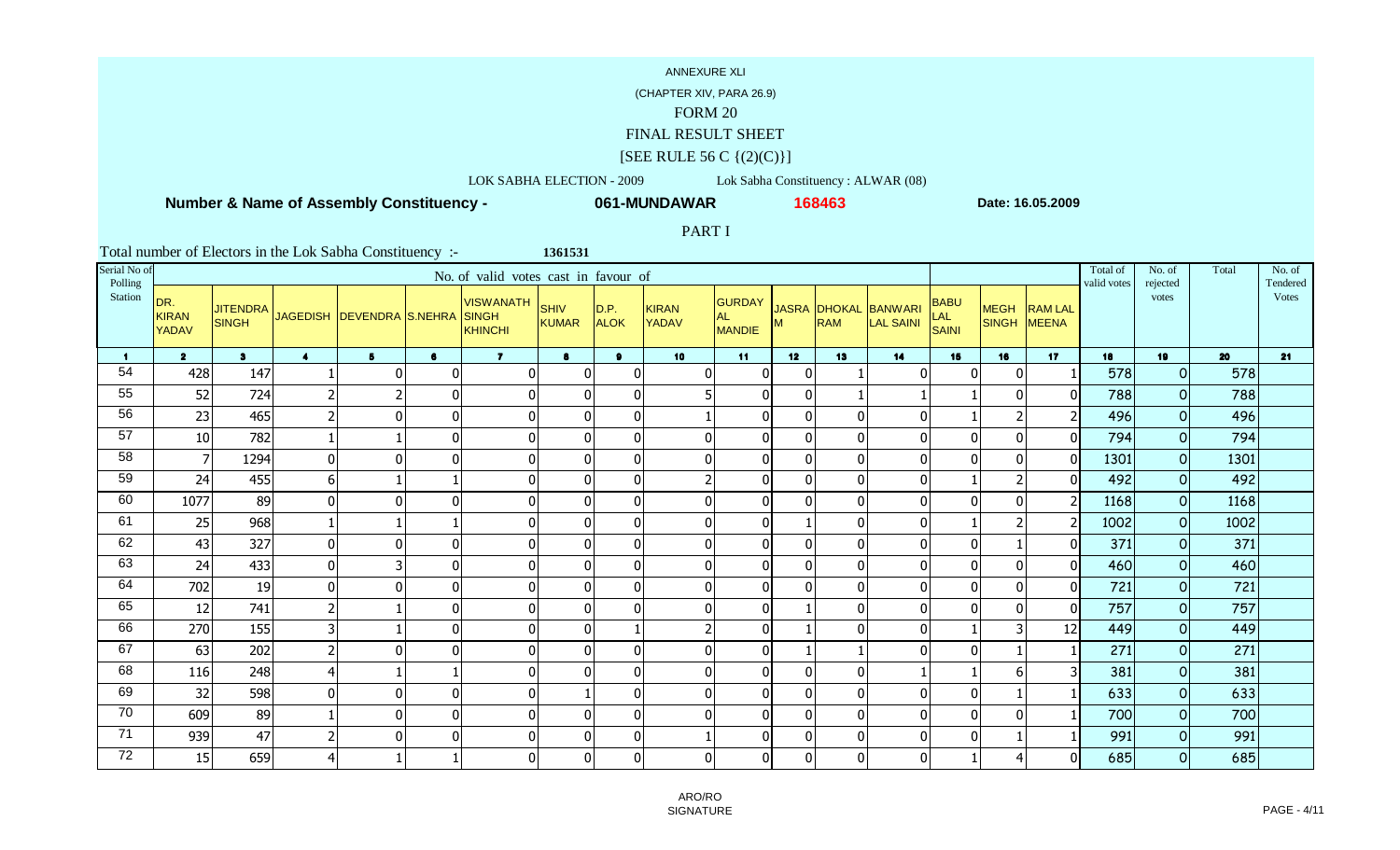ANNEXURE XLI

(CHAPTER XIV, PARA 26.9)

FORM 20

FINAL RESULT SHEET

[SEE RULE 56 C {(2)(C)}]

LOK SABHA ELECTION - 2009 Lok Sabha Constituency : ALWAR (08)

**Number & Name of Assembly Constituency - 061-MUNDAWAR 168463 Date: 16.05.2009**

PART I

Total number of Electors in the Lok Sabha Constituency :- 1361531

| Serial No of Polling Station | No. of valid votes cast in favour of | | | | | | | | | | | | | | | | Total of valid votes | No. of rejected votes | Total | No. of Tendered Votes |
|---|---|---|---|---|---|---|---|---|---|---|---|---|---|---|---|---|---|---|---|---|
| | DR. KIRAN YADAV | JITENDRA SINGH | JAGEDISH | DEVENDRA | S.NEHRA | VISWANATH SINGH KHINCHI | SHIV KUMAR | D.P. ALOK | KIRAN YADAV | GURDAYAL MANDIE | JASRAM | DHOKAL RAM | BANWARI LAL SAINI | BABU LAL SAINI | MEGH SINGH | RAM LAL MEENA | | | | |
| 1 | 2 | 3 | 4 | 5 | 6 | 7 | 8 | 9 | 10 | 11 | 12 | 13 | 14 | 15 | 16 | 17 | 18 | 19 | 20 | 21 |
| 54 | 428 | 147 | 1 | 0 | 0 | 0 | 0 | 0 | 0 | 0 | 0 | 1 | 0 | 0 | 0 | 1 | 578 | 0 | 578 | |
| 55 | 52 | 724 | 2 | 2 | 0 | 0 | 0 | 0 | 5 | 0 | 0 | 1 | 1 | 1 | 0 | 0 | 788 | 0 | 788 | |
| 56 | 23 | 465 | 2 | 0 | 0 | 0 | 0 | 0 | 1 | 0 | 0 | 0 | 0 | 1 | 2 | 2 | 496 | 0 | 496 | |
| 57 | 10 | 782 | 1 | 1 | 0 | 0 | 0 | 0 | 0 | 0 | 0 | 0 | 0 | 0 | 0 | 0 | 794 | 0 | 794 | |
| 58 | 7 | 1294 | 0 | 0 | 0 | 0 | 0 | 0 | 0 | 0 | 0 | 0 | 0 | 0 | 0 | 0 | 1301 | 0 | 1301 | |
| 59 | 24 | 455 | 6 | 1 | 1 | 0 | 0 | 0 | 2 | 0 | 0 | 0 | 0 | 1 | 2 | 0 | 492 | 0 | 492 | |
| 60 | 1077 | 89 | 0 | 0 | 0 | 0 | 0 | 0 | 0 | 0 | 0 | 0 | 0 | 0 | 0 | 2 | 1168 | 0 | 1168 | |
| 61 | 25 | 968 | 1 | 1 | 1 | 0 | 0 | 0 | 0 | 0 | 1 | 0 | 0 | 1 | 2 | 2 | 1002 | 0 | 1002 | |
| 62 | 43 | 327 | 0 | 0 | 0 | 0 | 0 | 0 | 0 | 0 | 0 | 0 | 0 | 0 | 1 | 0 | 371 | 0 | 371 | |
| 63 | 24 | 433 | 0 | 3 | 0 | 0 | 0 | 0 | 0 | 0 | 0 | 0 | 0 | 0 | 0 | 0 | 460 | 0 | 460 | |
| 64 | 702 | 19 | 0 | 0 | 0 | 0 | 0 | 0 | 0 | 0 | 0 | 0 | 0 | 0 | 0 | 0 | 721 | 0 | 721 | |
| 65 | 12 | 741 | 2 | 1 | 0 | 0 | 0 | 0 | 0 | 0 | 1 | 0 | 0 | 0 | 0 | 0 | 757 | 0 | 757 | |
| 66 | 270 | 155 | 3 | 1 | 0 | 0 | 0 | 1 | 2 | 0 | 1 | 0 | 0 | 1 | 3 | 12 | 449 | 0 | 449 | |
| 67 | 63 | 202 | 2 | 0 | 0 | 0 | 0 | 0 | 0 | 0 | 1 | 1 | 0 | 0 | 1 | 1 | 271 | 0 | 271 | |
| 68 | 116 | 248 | 4 | 1 | 1 | 0 | 0 | 0 | 0 | 0 | 0 | 0 | 1 | 1 | 6 | 3 | 381 | 0 | 381 | |
| 69 | 32 | 598 | 0 | 0 | 0 | 0 | 1 | 0 | 0 | 0 | 0 | 0 | 0 | 0 | 1 | 1 | 633 | 0 | 633 | |
| 70 | 609 | 89 | 1 | 0 | 0 | 0 | 0 | 0 | 0 | 0 | 0 | 0 | 0 | 0 | 0 | 1 | 700 | 0 | 700 | |
| 71 | 939 | 47 | 2 | 0 | 0 | 0 | 0 | 0 | 1 | 0 | 0 | 0 | 0 | 0 | 1 | 1 | 991 | 0 | 991 | |
| 72 | 15 | 659 | 4 | 1 | 1 | 0 | 0 | 0 | 0 | 0 | 0 | 0 | 0 | 1 | 4 | 0 | 685 | 0 | 685 | |

ARO/RO SIGNATURE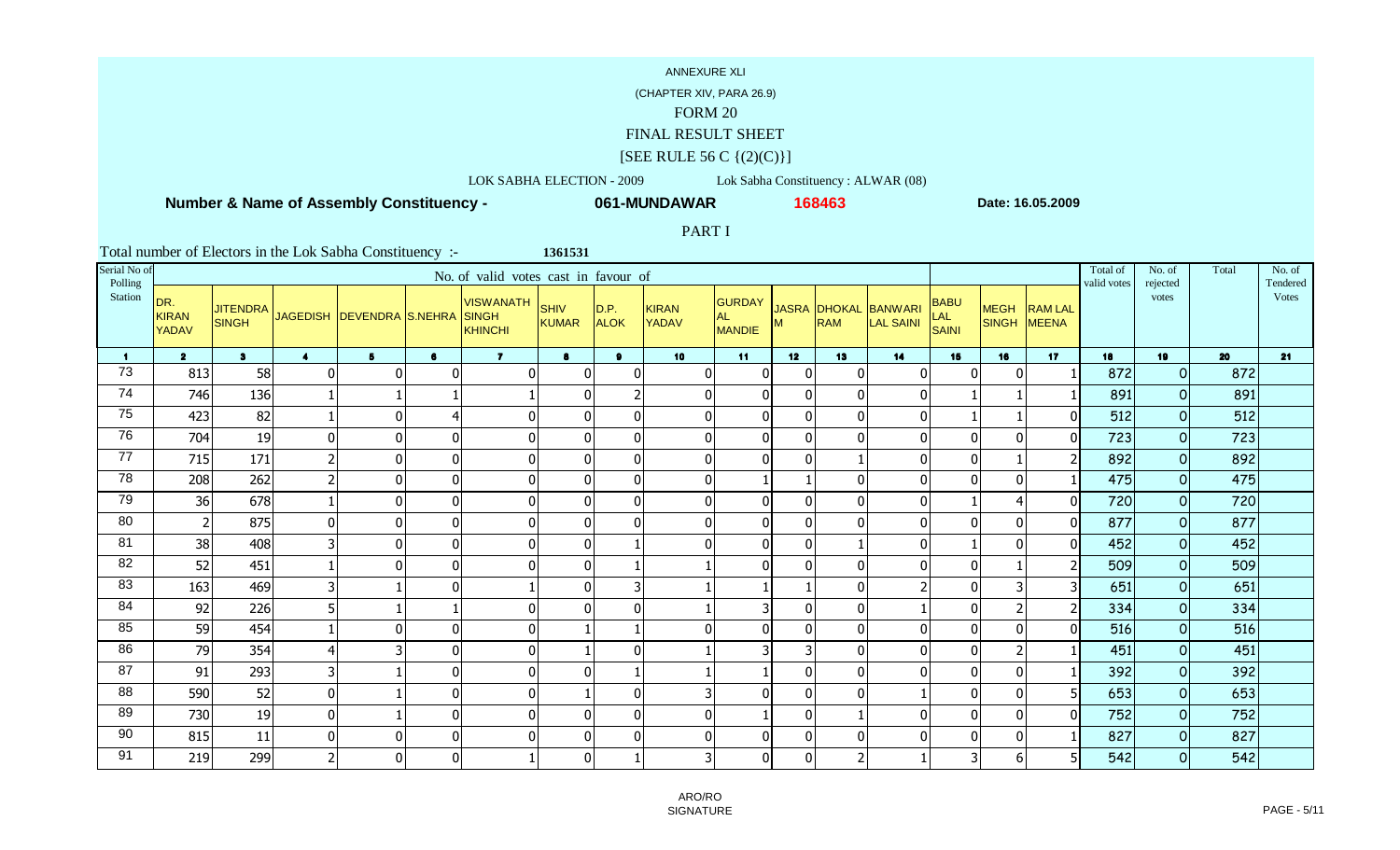ANNEXURE XLI

(CHAPTER XIV, PARA 26.9)

FORM 20

FINAL RESULT SHEET

[SEE RULE 56 C {(2)(C)}]

LOK SABHA ELECTION - 2009 Lok Sabha Constituency : ALWAR (08)

**Number & Name of Assembly Constituency - 061-MUNDAWAR 168463 Date: 16.05.2009**

PART I

Total number of Electors in the Lok Sabha Constituency :- 1361531

| Serial No of Polling Station | No. of valid votes cast in favour of | | | | | | | | | | | | | | | | Total of valid votes | No. of rejected votes | Total | No. of Tendered Votes |
|---|---|---|---|---|---|---|---|---|---|---|---|---|---|---|---|---|---|---|---|---|
| | DR. KIRAN YADAV | JITENDRA SINGH | JAGEDISH | DEVENDRA | S.NEHRA | VISWANATH SINGH KHINCHI | SHIV KUMAR | D.P. ALOK | KIRAN YADAV | GURDAYAL MANDIE | JASRAM | DHOKAL RAM | BANWARI LAL SAINI | BABU LAL SAINI | MEGH SINGH | RAM LAL MEENA | | | | |
| 1 | 2 | 3 | 4 | 5 | 6 | 7 | 8 | 9 | 10 | 11 | 12 | 13 | 14 | 15 | 16 | 17 | 18 | 19 | 20 | 21 |
| 73 | 813 | 58 | 0 | 0 | 0 | 0 | 0 | 0 | 0 | 0 | 0 | 0 | 0 | 0 | 0 | 1 | 872 | 0 | 872 | |
| 74 | 746 | 136 | 1 | 1 | 1 | 1 | 0 | 2 | 0 | 0 | 0 | 0 | 0 | 1 | 1 | 1 | 891 | 0 | 891 | |
| 75 | 423 | 82 | 1 | 0 | 4 | 0 | 0 | 0 | 0 | 0 | 0 | 0 | 0 | 1 | 1 | 0 | 512 | 0 | 512 | |
| 76 | 704 | 19 | 0 | 0 | 0 | 0 | 0 | 0 | 0 | 0 | 0 | 0 | 0 | 0 | 0 | 0 | 723 | 0 | 723 | |
| 77 | 715 | 171 | 2 | 0 | 0 | 0 | 0 | 0 | 0 | 0 | 0 | 1 | 0 | 0 | 1 | 2 | 892 | 0 | 892 | |
| 78 | 208 | 262 | 2 | 0 | 0 | 0 | 0 | 0 | 0 | 1 | 1 | 0 | 0 | 0 | 0 | 1 | 475 | 0 | 475 | |
| 79 | 36 | 678 | 1 | 0 | 0 | 0 | 0 | 0 | 0 | 0 | 0 | 0 | 0 | 1 | 4 | 0 | 720 | 0 | 720 | |
| 80 | 2 | 875 | 0 | 0 | 0 | 0 | 0 | 0 | 0 | 0 | 0 | 0 | 0 | 0 | 0 | 0 | 877 | 0 | 877 | |
| 81 | 38 | 408 | 3 | 0 | 0 | 0 | 0 | 1 | 0 | 0 | 0 | 1 | 0 | 1 | 0 | 0 | 452 | 0 | 452 | |
| 82 | 52 | 451 | 1 | 0 | 0 | 0 | 0 | 1 | 1 | 0 | 0 | 0 | 0 | 0 | 1 | 2 | 509 | 0 | 509 | |
| 83 | 163 | 469 | 3 | 1 | 0 | 1 | 0 | 3 | 1 | 1 | 1 | 0 | 2 | 0 | 3 | 3 | 651 | 0 | 651 | |
| 84 | 92 | 226 | 5 | 1 | 1 | 0 | 0 | 0 | 1 | 3 | 0 | 0 | 1 | 0 | 2 | 2 | 334 | 0 | 334 | |
| 85 | 59 | 454 | 1 | 0 | 0 | 0 | 1 | 1 | 0 | 0 | 0 | 0 | 0 | 0 | 0 | 0 | 516 | 0 | 516 | |
| 86 | 79 | 354 | 4 | 3 | 0 | 0 | 1 | 0 | 1 | 3 | 3 | 0 | 0 | 0 | 2 | 1 | 451 | 0 | 451 | |
| 87 | 91 | 293 | 3 | 1 | 0 | 0 | 0 | 1 | 1 | 1 | 0 | 0 | 0 | 0 | 0 | 1 | 392 | 0 | 392 | |
| 88 | 590 | 52 | 0 | 1 | 0 | 0 | 1 | 0 | 3 | 0 | 0 | 0 | 1 | 0 | 0 | 5 | 653 | 0 | 653 | |
| 89 | 730 | 19 | 0 | 1 | 0 | 0 | 0 | 0 | 0 | 1 | 0 | 1 | 0 | 0 | 0 | 0 | 752 | 0 | 752 | |
| 90 | 815 | 11 | 0 | 0 | 0 | 0 | 0 | 0 | 0 | 0 | 0 | 0 | 0 | 0 | 0 | 1 | 827 | 0 | 827 | |
| 91 | 219 | 299 | 2 | 0 | 0 | 1 | 0 | 1 | 3 | 0 | 0 | 2 | 1 | 3 | 6 | 5 | 542 | 0 | 542 | |

ARO/RO SIGNATURE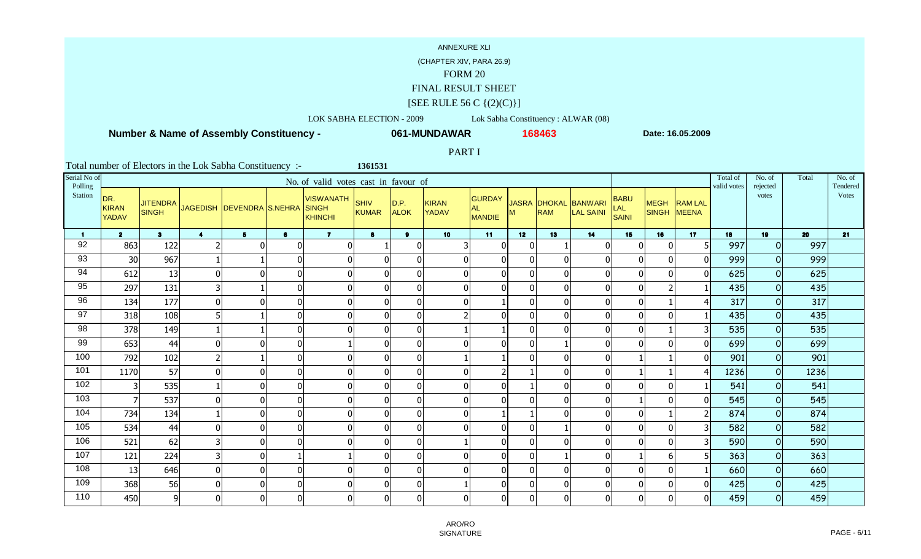ANNEXURE XLI

(CHAPTER XIV, PARA 26.9)

FORM 20

FINAL RESULT SHEET

[SEE RULE 56 C {(2)(C)}]

LOK SABHA ELECTION - 2009 Lok Sabha Constituency : ALWAR (08)

**Number & Name of Assembly Constituency - 061-MUNDAWAR 168463 Date: 16.05.2009**

PART I

Total number of Electors in the Lok Sabha Constituency :- 1361531

| Serial No of Polling Station | No. of valid votes cast in favour of | | | | | | | | | | | | | | | | Total of valid votes | No. of rejected votes | Total | No. of Tendered Votes |
|---|---|---|---|---|---|---|---|---|---|---|---|---|---|---|---|---|---|---|---|---|
| | DR. KIRAN YADAV | JITENDRA SINGH | JAGEDISH | DEVENDRA | S.NEHRA | VISWANATH SINGH KHINCHI | SHIV KUMAR | D.P. ALOK | KIRAN YADAV | GURDAY AL MANDIE | JASRA M | DHOKAL RAM | BANWARI LAL SAINI | BABU LAL SAINI | MEGH SINGH | RAM LAL MEENA | | | | |
| 1 | 2 | 3 | 4 | 5 | 6 | 7 | 8 | 9 | 10 | 11 | 12 | 13 | 14 | 15 | 16 | 17 | 18 | 19 | 20 | 21 |
| 92 | 863 | 122 | 2 | 0 | 0 | 0 | 1 | 0 | 3 | 0 | 0 | 1 | 0 | 0 | 0 | 5 | 997 | 0 | 997 | |
| 93 | 30 | 967 | 1 | 1 | 0 | 0 | 0 | 0 | 0 | 0 | 0 | 0 | 0 | 0 | 0 | 0 | 999 | 0 | 999 | |
| 94 | 612 | 13 | 0 | 0 | 0 | 0 | 0 | 0 | 0 | 0 | 0 | 0 | 0 | 0 | 0 | 0 | 625 | 0 | 625 | |
| 95 | 297 | 131 | 3 | 1 | 0 | 0 | 0 | 0 | 0 | 0 | 0 | 0 | 0 | 0 | 2 | 1 | 435 | 0 | 435 | |
| 96 | 134 | 177 | 0 | 0 | 0 | 0 | 0 | 0 | 0 | 1 | 0 | 0 | 0 | 0 | 1 | 4 | 317 | 0 | 317 | |
| 97 | 318 | 108 | 5 | 1 | 0 | 0 | 0 | 0 | 2 | 0 | 0 | 0 | 0 | 0 | 0 | 1 | 435 | 0 | 435 | |
| 98 | 378 | 149 | 1 | 1 | 0 | 0 | 0 | 0 | 1 | 1 | 0 | 0 | 0 | 0 | 1 | 3 | 535 | 0 | 535 | |
| 99 | 653 | 44 | 0 | 0 | 0 | 1 | 0 | 0 | 0 | 0 | 0 | 1 | 0 | 0 | 0 | 0 | 699 | 0 | 699 | |
| 100 | 792 | 102 | 2 | 1 | 0 | 0 | 0 | 0 | 1 | 1 | 0 | 0 | 0 | 1 | 1 | 0 | 901 | 0 | 901 | |
| 101 | 1170 | 57 | 0 | 0 | 0 | 0 | 0 | 0 | 0 | 2 | 1 | 0 | 0 | 1 | 1 | 4 | 1236 | 0 | 1236 | |
| 102 | 3 | 535 | 1 | 0 | 0 | 0 | 0 | 0 | 0 | 0 | 1 | 0 | 0 | 0 | 0 | 1 | 541 | 0 | 541 | |
| 103 | 7 | 537 | 0 | 0 | 0 | 0 | 0 | 0 | 0 | 0 | 0 | 0 | 0 | 1 | 0 | 0 | 545 | 0 | 545 | |
| 104 | 734 | 134 | 1 | 0 | 0 | 0 | 0 | 0 | 0 | 1 | 1 | 0 | 0 | 0 | 1 | 2 | 874 | 0 | 874 | |
| 105 | 534 | 44 | 0 | 0 | 0 | 0 | 0 | 0 | 0 | 0 | 0 | 1 | 0 | 0 | 0 | 3 | 582 | 0 | 582 | |
| 106 | 521 | 62 | 3 | 0 | 0 | 0 | 0 | 0 | 1 | 0 | 0 | 0 | 0 | 0 | 0 | 3 | 590 | 0 | 590 | |
| 107 | 121 | 224 | 3 | 0 | 1 | 1 | 0 | 0 | 0 | 0 | 0 | 1 | 0 | 1 | 6 | 5 | 363 | 0 | 363 | |
| 108 | 13 | 646 | 0 | 0 | 0 | 0 | 0 | 0 | 0 | 0 | 0 | 0 | 0 | 0 | 0 | 1 | 660 | 0 | 660 | |
| 109 | 368 | 56 | 0 | 0 | 0 | 0 | 0 | 0 | 1 | 0 | 0 | 0 | 0 | 0 | 0 | 0 | 425 | 0 | 425 | |
| 110 | 450 | 9 | 0 | 0 | 0 | 0 | 0 | 0 | 0 | 0 | 0 | 0 | 0 | 0 | 0 | 0 | 459 | 0 | 459 | |

ARO/RO
SIGNATURE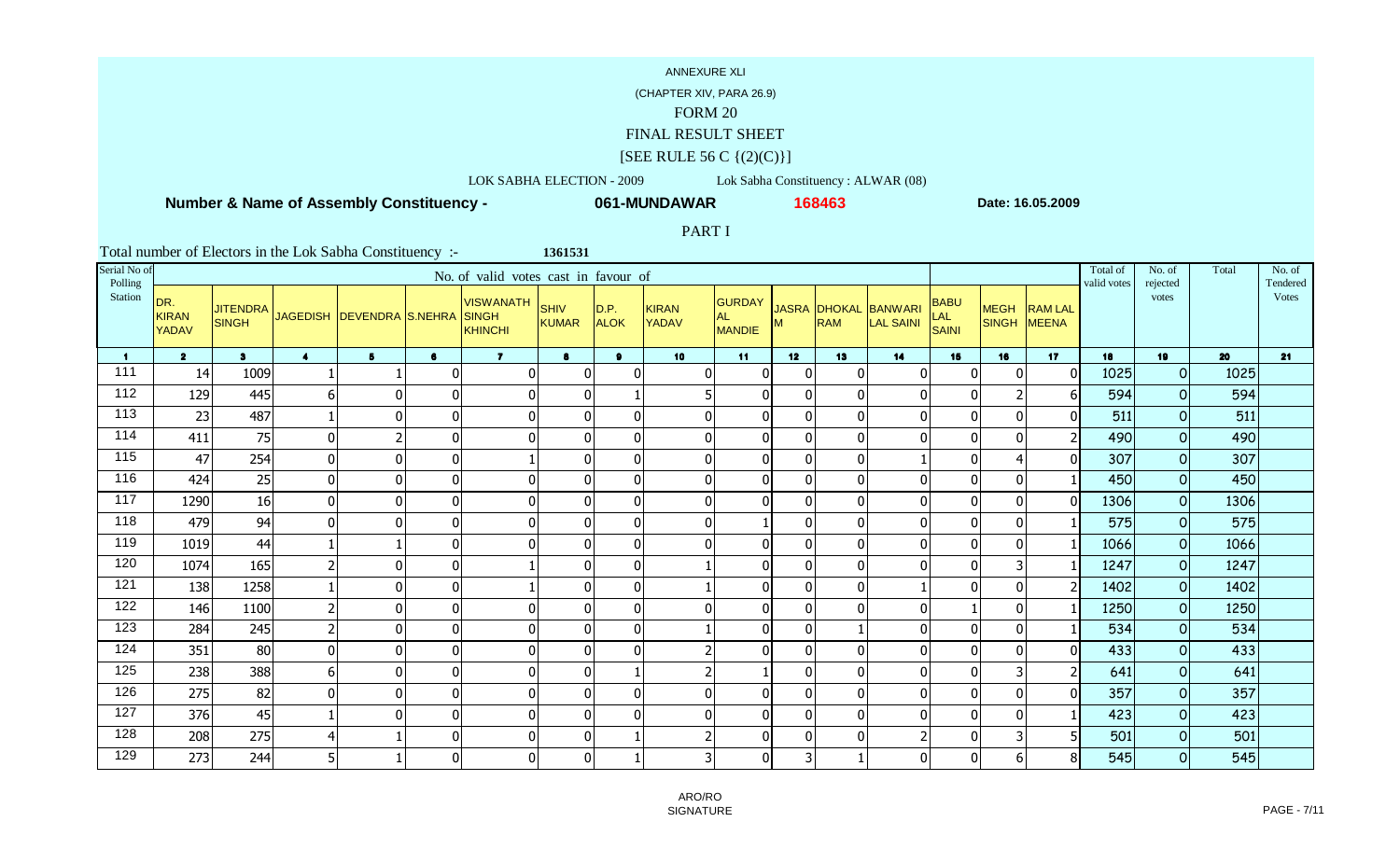ANNEXURE XLI

(CHAPTER XIV, PARA 26.9)

FORM 20

FINAL RESULT SHEET

[SEE RULE 56 C {(2)(C)}]

LOK SABHA ELECTION - 2009 Lok Sabha Constituency : ALWAR (08)

**Number & Name of Assembly Constituency - 061-MUNDAWAR 168463 Date: 16.05.2009**

PART I

Total number of Electors in the Lok Sabha Constituency :- 1361531

| Serial No of Polling Station | No. of valid votes cast in favour of | | | | | | | | | | | | | | | | Total of valid votes | No. of rejected votes | Total | No. of Tendered Votes |
|---|---|---|---|---|---|---|---|---|---|---|---|---|---|---|---|---|---|---|---|---|
| | DR. KIRAN YADAV | JITENDRA SINGH | JAGEDISH | DEVENDRA | S.NEHRA | VISWANATH SINGH KHINCHI | SHIV KUMAR | D.P. ALOK | KIRAN YADAV | GURDAYAL MANDIE | JASRAM | DHOKAL RAM | BANWARI LAL SAINI | BABU LAL SAINI | MEGH SINGH | RAM LAL MEENA | | | | |
| 1 | 2 | 3 | 4 | 5 | 6 | 7 | 8 | 9 | 10 | 11 | 12 | 13 | 14 | 15 | 16 | 17 | 18 | 19 | 20 | 21 |
| 111 | 14 | 1009 | 1 | 1 | 0 | 0 | 0 | 0 | 0 | 0 | 0 | 0 | 0 | 0 | 0 | 0 | 1025 | 0 | 1025 | |
| 112 | 129 | 445 | 6 | 0 | 0 | 0 | 0 | 1 | 5 | 0 | 0 | 0 | 0 | 0 | 2 | 6 | 594 | 0 | 594 | |
| 113 | 23 | 487 | 1 | 0 | 0 | 0 | 0 | 0 | 0 | 0 | 0 | 0 | 0 | 0 | 0 | 0 | 511 | 0 | 511 | |
| 114 | 411 | 75 | 0 | 2 | 0 | 0 | 0 | 0 | 0 | 0 | 0 | 0 | 0 | 0 | 0 | 2 | 490 | 0 | 490 | |
| 115 | 47 | 254 | 0 | 0 | 0 | 1 | 0 | 0 | 0 | 0 | 0 | 0 | 1 | 0 | 4 | 0 | 307 | 0 | 307 | |
| 116 | 424 | 25 | 0 | 0 | 0 | 0 | 0 | 0 | 0 | 0 | 0 | 0 | 0 | 0 | 0 | 1 | 450 | 0 | 450 | |
| 117 | 1290 | 16 | 0 | 0 | 0 | 0 | 0 | 0 | 0 | 0 | 0 | 0 | 0 | 0 | 0 | 0 | 1306 | 0 | 1306 | |
| 118 | 479 | 94 | 0 | 0 | 0 | 0 | 0 | 0 | 0 | 1 | 0 | 0 | 0 | 0 | 0 | 1 | 575 | 0 | 575 | |
| 119 | 1019 | 44 | 1 | 1 | 0 | 0 | 0 | 0 | 0 | 0 | 0 | 0 | 0 | 0 | 0 | 1 | 1066 | 0 | 1066 | |
| 120 | 1074 | 165 | 2 | 0 | 0 | 1 | 0 | 0 | 1 | 0 | 0 | 0 | 0 | 0 | 3 | 1 | 1247 | 0 | 1247 | |
| 121 | 138 | 1258 | 1 | 0 | 0 | 1 | 0 | 0 | 1 | 0 | 0 | 0 | 1 | 0 | 0 | 2 | 1402 | 0 | 1402 | |
| 122 | 146 | 1100 | 2 | 0 | 0 | 0 | 0 | 0 | 0 | 0 | 0 | 0 | 0 | 1 | 0 | 1 | 1250 | 0 | 1250 | |
| 123 | 284 | 245 | 2 | 0 | 0 | 0 | 0 | 0 | 1 | 0 | 0 | 1 | 0 | 0 | 0 | 1 | 534 | 0 | 534 | |
| 124 | 351 | 80 | 0 | 0 | 0 | 0 | 0 | 0 | 2 | 0 | 0 | 0 | 0 | 0 | 0 | 0 | 433 | 0 | 433 | |
| 125 | 238 | 388 | 6 | 0 | 0 | 0 | 0 | 1 | 2 | 1 | 0 | 0 | 0 | 0 | 3 | 2 | 641 | 0 | 641 | |
| 126 | 275 | 82 | 0 | 0 | 0 | 0 | 0 | 0 | 0 | 0 | 0 | 0 | 0 | 0 | 0 | 0 | 357 | 0 | 357 | |
| 127 | 376 | 45 | 1 | 0 | 0 | 0 | 0 | 0 | 0 | 0 | 0 | 0 | 0 | 0 | 0 | 1 | 423 | 0 | 423 | |
| 128 | 208 | 275 | 4 | 1 | 0 | 0 | 0 | 1 | 2 | 0 | 0 | 0 | 2 | 0 | 3 | 5 | 501 | 0 | 501 | |
| 129 | 273 | 244 | 5 | 1 | 0 | 0 | 0 | 1 | 3 | 0 | 3 | 1 | 0 | 0 | 6 | 8 | 545 | 0 | 545 | |

ARO/RO
SIGNATURE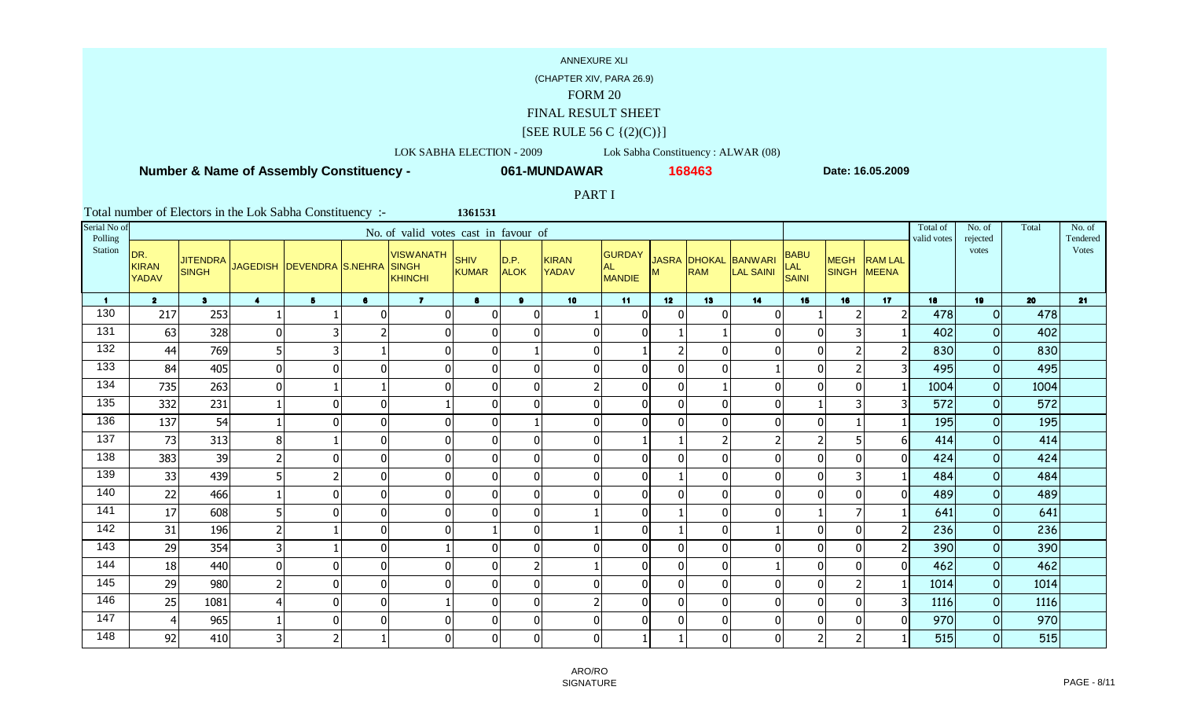ANNEXURE XLI

(CHAPTER XIV, PARA 26.9)

FORM 20

FINAL RESULT SHEET

[SEE RULE 56 C {(2)(C)}]

LOK SABHA ELECTION - 2009 Lok Sabha Constituency : ALWAR (08)

**Number & Name of Assembly Constituency - 061-MUNDAWAR 168463 Date: 16.05.2009**

PART I

Total number of Electors in the Lok Sabha Constituency :- 1361531

| Serial No of Polling Station | No. of valid votes cast in favour of | | | | | | | | | | | | | | | | Total of valid votes | No. of rejected votes | Total | No. of Tendered Votes |
|---|---|---|---|---|---|---|---|---|---|---|---|---|---|---|---|---|---|---|---|---|
| | DR. KIRAN YADAV | JITENDRA SINGH | JAGEDISH | DEVENDRA | S.NEHRA | VISWANATH SINGH KHINCHI | SHIV KUMAR | D.P. ALOK | KIRAN YADAV | GURDAYAL MANDIE | JASRAM | DHOKAL RAM | BANWARI LAL SAINI | BABU LAL SAINI | MEGH SINGH | RAM LAL MEENA | | | | |
| 1 | 2 | 3 | 4 | 5 | 6 | 7 | 8 | 9 | 10 | 11 | 12 | 13 | 14 | 15 | 16 | 17 | 18 | 19 | 20 | 21 |
| 130 | 217 | 253 | 1 | 1 | 0 | 0 | 0 | 0 | 1 | 0 | 0 | 0 | 0 | 1 | 2 | 2 | 478 | 0 | 478 | |
| 131 | 63 | 328 | 0 | 3 | 2 | 0 | 0 | 0 | 0 | 0 | 1 | 1 | 0 | 0 | 3 | 1 | 402 | 0 | 402 | |
| 132 | 44 | 769 | 5 | 3 | 1 | 0 | 0 | 1 | 0 | 1 | 2 | 0 | 0 | 0 | 2 | 2 | 830 | 0 | 830 | |
| 133 | 84 | 405 | 0 | 0 | 0 | 0 | 0 | 0 | 0 | 0 | 0 | 0 | 1 | 0 | 2 | 3 | 495 | 0 | 495 | |
| 134 | 735 | 263 | 0 | 1 | 1 | 0 | 0 | 0 | 2 | 0 | 0 | 1 | 0 | 0 | 0 | 1 | 1004 | 0 | 1004 | |
| 135 | 332 | 231 | 1 | 0 | 0 | 1 | 0 | 0 | 0 | 0 | 0 | 0 | 0 | 1 | 3 | 3 | 572 | 0 | 572 | |
| 136 | 137 | 54 | 1 | 0 | 0 | 0 | 0 | 1 | 0 | 0 | 0 | 0 | 0 | 0 | 1 | 1 | 195 | 0 | 195 | |
| 137 | 73 | 313 | 8 | 1 | 0 | 0 | 0 | 0 | 0 | 1 | 1 | 2 | 2 | 2 | 5 | 6 | 414 | 0 | 414 | |
| 138 | 383 | 39 | 2 | 0 | 0 | 0 | 0 | 0 | 0 | 0 | 0 | 0 | 0 | 0 | 0 | 0 | 424 | 0 | 424 | |
| 139 | 33 | 439 | 5 | 2 | 0 | 0 | 0 | 0 | 0 | 0 | 1 | 0 | 0 | 0 | 3 | 1 | 484 | 0 | 484 | |
| 140 | 22 | 466 | 1 | 0 | 0 | 0 | 0 | 0 | 0 | 0 | 0 | 0 | 0 | 0 | 0 | 0 | 489 | 0 | 489 | |
| 141 | 17 | 608 | 5 | 0 | 0 | 0 | 0 | 0 | 1 | 0 | 1 | 0 | 0 | 1 | 7 | 1 | 641 | 0 | 641 | |
| 142 | 31 | 196 | 2 | 1 | 0 | 0 | 1 | 0 | 1 | 0 | 1 | 0 | 1 | 0 | 0 | 2 | 236 | 0 | 236 | |
| 143 | 29 | 354 | 3 | 1 | 0 | 1 | 0 | 0 | 0 | 0 | 0 | 0 | 0 | 0 | 0 | 2 | 390 | 0 | 390 | |
| 144 | 18 | 440 | 0 | 0 | 0 | 0 | 0 | 2 | 1 | 0 | 0 | 0 | 1 | 0 | 0 | 0 | 462 | 0 | 462 | |
| 145 | 29 | 980 | 2 | 0 | 0 | 0 | 0 | 0 | 0 | 0 | 0 | 0 | 0 | 0 | 2 | 1 | 1014 | 0 | 1014 | |
| 146 | 25 | 1081 | 4 | 0 | 0 | 1 | 0 | 0 | 2 | 0 | 0 | 0 | 0 | 0 | 0 | 3 | 1116 | 0 | 1116 | |
| 147 | 4 | 965 | 1 | 0 | 0 | 0 | 0 | 0 | 0 | 0 | 0 | 0 | 0 | 0 | 0 | 0 | 970 | 0 | 970 | |
| 148 | 92 | 410 | 3 | 2 | 1 | 0 | 0 | 0 | 0 | 1 | 1 | 0 | 0 | 2 | 2 | 1 | 515 | 0 | 515 | |

ARO/RO SIGNATURE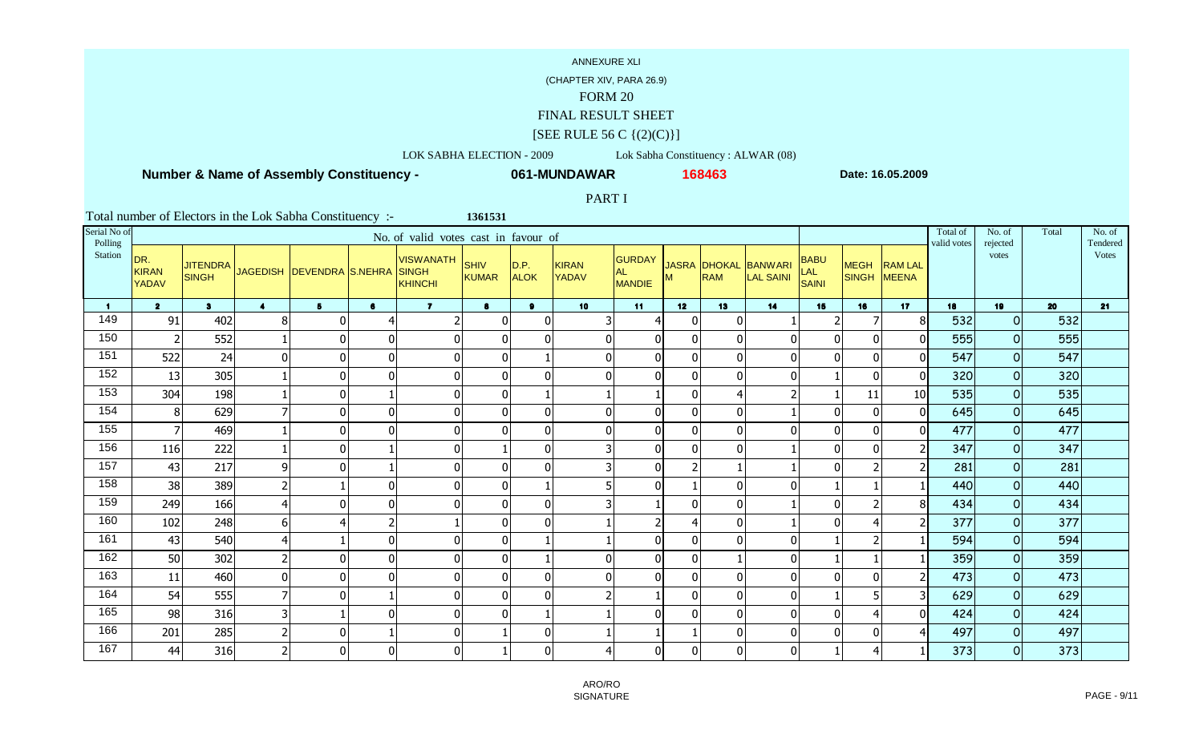ANNEXURE XLI

(CHAPTER XIV, PARA 26.9)

FORM 20

FINAL RESULT SHEET

[SEE RULE 56 C {(2)(C)}]

LOK SABHA ELECTION - 2009 Lok Sabha Constituency : ALWAR (08)

**Number & Name of Assembly Constituency - 061-MUNDAWAR 168463 Date: 16.05.2009**

PART I

Total number of Electors in the Lok Sabha Constituency :- 1361531

| Serial No of Polling Station | No. of valid votes cast in favour of | | | | | | | | | | | | | | | | | Total of valid votes | No. of rejected votes | Total | No. of Tendered Votes |
|---|---|---|---|---|---|---|---|---|---|---|---|---|---|---|---|---|---|---|---|---|---|
| | DR. KIRAN YADAV | JITENDRA SINGH | JAGEDISH | DEVENDRA | S.NEHRA | VISWANATH SINGH KHINCHI | SHIV KUMAR | D.P. ALOK | KIRAN YADAV | GURDAYAL MANDIE | JASRAM | DHOKAL RAM | BANWARI LAL SAINI | BABU LAL SAINI | MEGH SINGH | RAM LAL MEENA | | | | |
| 1 | 2 | 3 | 4 | 5 | 6 | 7 | 8 | 9 | 10 | 11 | 12 | 13 | 14 | 15 | 16 | 17 | 18 | 19 | 20 | 21 |
| 149 | 91 | 402 | 8 | 0 | 4 | 2 | 0 | 0 | 3 | 4 | 0 | 0 | 1 | 2 | 7 | 8 | 532 | 0 | 532 | |
| 150 | 2 | 552 | 1 | 0 | 0 | 0 | 0 | 0 | 0 | 0 | 0 | 0 | 0 | 0 | 0 | 0 | 555 | 0 | 555 | |
| 151 | 522 | 24 | 0 | 0 | 0 | 0 | 0 | 1 | 0 | 0 | 0 | 0 | 0 | 0 | 0 | 0 | 547 | 0 | 547 | |
| 152 | 13 | 305 | 1 | 0 | 0 | 0 | 0 | 0 | 0 | 0 | 0 | 0 | 0 | 1 | 0 | 0 | 320 | 0 | 320 | |
| 153 | 304 | 198 | 1 | 0 | 1 | 0 | 0 | 1 | 1 | 1 | 0 | 4 | 2 | 1 | 11 | 10 | 535 | 0 | 535 | |
| 154 | 8 | 629 | 7 | 0 | 0 | 0 | 0 | 0 | 0 | 0 | 0 | 0 | 1 | 0 | 0 | 0 | 645 | 0 | 645 | |
| 155 | 7 | 469 | 1 | 0 | 0 | 0 | 0 | 0 | 0 | 0 | 0 | 0 | 0 | 0 | 0 | 0 | 477 | 0 | 477 | |
| 156 | 116 | 222 | 1 | 0 | 1 | 0 | 1 | 0 | 3 | 0 | 0 | 0 | 1 | 0 | 0 | 2 | 347 | 0 | 347 | |
| 157 | 43 | 217 | 9 | 0 | 1 | 0 | 0 | 0 | 3 | 0 | 2 | 1 | 1 | 0 | 2 | 2 | 281 | 0 | 281 | |
| 158 | 38 | 389 | 2 | 1 | 0 | 0 | 0 | 1 | 5 | 0 | 1 | 0 | 0 | 1 | 1 | 1 | 440 | 0 | 440 | |
| 159 | 249 | 166 | 4 | 0 | 0 | 0 | 0 | 0 | 3 | 1 | 0 | 0 | 1 | 0 | 2 | 8 | 434 | 0 | 434 | |
| 160 | 102 | 248 | 6 | 4 | 2 | 1 | 0 | 0 | 1 | 2 | 4 | 0 | 1 | 0 | 4 | 2 | 377 | 0 | 377 | |
| 161 | 43 | 540 | 4 | 1 | 0 | 0 | 0 | 1 | 1 | 0 | 0 | 0 | 0 | 1 | 2 | 1 | 594 | 0 | 594 | |
| 162 | 50 | 302 | 2 | 0 | 0 | 0 | 0 | 1 | 0 | 0 | 0 | 1 | 0 | 1 | 1 | 1 | 359 | 0 | 359 | |
| 163 | 11 | 460 | 0 | 0 | 0 | 0 | 0 | 0 | 0 | 0 | 0 | 0 | 0 | 0 | 0 | 2 | 473 | 0 | 473 | |
| 164 | 54 | 555 | 7 | 0 | 1 | 0 | 0 | 0 | 2 | 1 | 0 | 0 | 0 | 1 | 5 | 3 | 629 | 0 | 629 | |
| 165 | 98 | 316 | 3 | 1 | 0 | 0 | 0 | 1 | 1 | 0 | 0 | 0 | 0 | 0 | 4 | 0 | 424 | 0 | 424 | |
| 166 | 201 | 285 | 2 | 0 | 1 | 0 | 1 | 0 | 1 | 1 | 1 | 0 | 0 | 0 | 0 | 4 | 497 | 0 | 497 | |
| 167 | 44 | 316 | 2 | 0 | 0 | 0 | 1 | 0 | 4 | 0 | 0 | 0 | 0 | 1 | 4 | 1 | 373 | 0 | 373 | |

ARO/RO SIGNATURE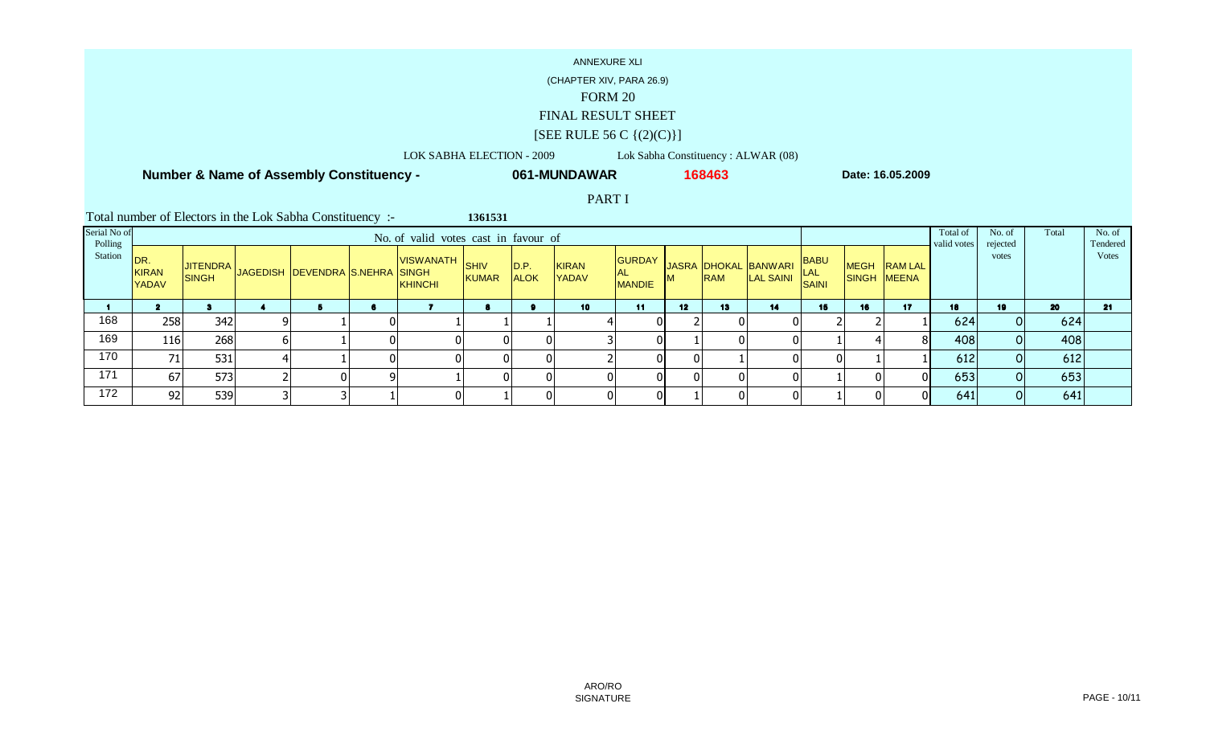ANNEXURE XLI

(CHAPTER XIV, PARA 26.9)

FORM 20

FINAL RESULT SHEET

[SEE RULE 56 C {(2)(C)}]

LOK SABHA ELECTION - 2009 Lok Sabha Constituency : ALWAR (08)

**Number & Name of Assembly Constituency - 061-MUNDAWAR 168463 Date: 16.05.2009**

PART I

Total number of Electors in the Lok Sabha Constituency :- 1361531

| Serial No of Polling Station | No. of valid votes cast in favour of | | | | | | | | | | | | | | | | Total of valid votes | No. of rejected votes | Total | No. of Tendered Votes |
|---|---|---|---|---|---|---|---|---|---|---|---|---|---|---|---|---|---|---|---|---|
| | DR. KIRAN YADAV | JITENDRA SINGH | JAGEDISH | DEVENDRA | S.NEHRA | VISWANATH SINGH KHINCHI | SHIV KUMAR | D.P. ALOK | KIRAN YADAV | GURDAYAL MANDIE | JASRAM | DHOKAL RAM | BANWARI LAL SAINI | BABU LAL SAINI | MEGH SINGH | RAM LAL MEENA | | | | |
| 1 | 2 | 3 | 4 | 5 | 6 | 7 | 8 | 9 | 10 | 11 | 12 | 13 | 14 | 15 | 16 | 17 | 18 | 19 | 20 | 21 |
| 168 | 258 | 342 | 9 | 1 | 0 | 1 | 1 | 1 | 4 | 0 | 2 | 0 | 0 | 2 | 2 | 1 | 624 | 0 | 624 | |
| 169 | 116 | 268 | 6 | 1 | 0 | 0 | 0 | 0 | 3 | 0 | 1 | 0 | 0 | 1 | 4 | 8 | 408 | 0 | 408 | |
| 170 | 71 | 531 | 4 | 1 | 0 | 0 | 0 | 0 | 2 | 0 | 0 | 1 | 0 | 0 | 1 | 1 | 612 | 0 | 612 | |
| 171 | 67 | 573 | 2 | 0 | 9 | 1 | 0 | 0 | 0 | 0 | 0 | 0 | 0 | 1 | 0 | 0 | 653 | 0 | 653 | |
| 172 | 92 | 539 | 3 | 3 | 1 | 0 | 1 | 0 | 0 | 0 | 1 | 0 | 0 | 1 | 0 | 0 | 641 | 0 | 641 | |

ARO/RO SIGNATURE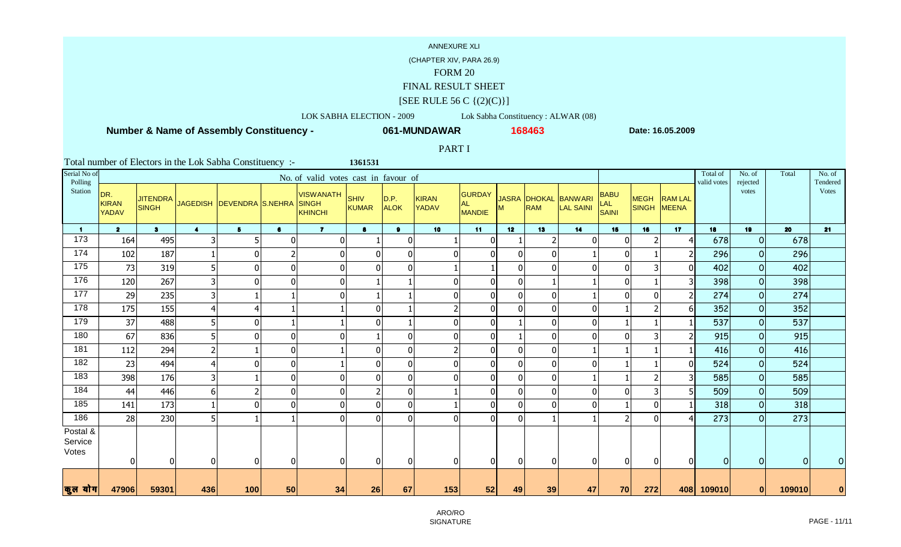ANNEXURE XLI

(CHAPTER XIV, PARA 26.9)

FORM 20

FINAL RESULT SHEET

[SEE RULE 56 C {(2)(C)}]

LOK SABHA ELECTION - 2009 Lok Sabha Constituency : ALWAR (08)

**Number & Name of Assembly Constituency - 061-MUNDAWAR 168463 Date: 16.05.2009**

PART I

Total number of Electors in the Lok Sabha Constituency :- 1361531

| Serial No of Polling Station | No. of valid votes cast in favour of | | | | | | | | | | | | | | | | Total of valid votes | No. of rejected votes | Total | No. of Tendered Votes |
|---|---|---|---|---|---|---|---|---|---|---|---|---|---|---|---|---|---|---|---|---|
| | DR. KIRAN YADAV | JITENDRA SINGH | JAGEDISH | DEVENDRA | S.NEHRA | VISWANATH SINGH KHINCHI | SHIV KUMAR | D.P. ALOK | KIRAN YADAV | GURDAYAL MANDIE | JASRAM | DHOKAL RAM | BANWARI LAL SAINI | BABU LAL SAINI | MEGH SINGH | RAM LAL MEENA | | | | |
| 1 | 2 | 3 | 4 | 5 | 6 | 7 | 8 | 9 | 10 | 11 | 12 | 13 | 14 | 15 | 16 | 17 | 18 | 19 | 20 | 21 |
| 173 | 164 | 495 | 3 | 5 | 0 | 0 | 1 | 0 | 1 | 0 | 1 | 2 | 0 | 0 | 2 | 4 | 678 | 0 | 678 | |
| 174 | 102 | 187 | 1 | 0 | 2 | 0 | 0 | 0 | 0 | 0 | 0 | 0 | 1 | 0 | 1 | 2 | 296 | 0 | 296 | |
| 175 | 73 | 319 | 5 | 0 | 0 | 0 | 0 | 0 | 1 | 1 | 0 | 0 | 0 | 0 | 3 | 0 | 402 | 0 | 402 | |
| 176 | 120 | 267 | 3 | 0 | 0 | 0 | 1 | 1 | 0 | 0 | 0 | 1 | 1 | 0 | 1 | 3 | 398 | 0 | 398 | |
| 177 | 29 | 235 | 3 | 1 | 1 | 0 | 1 | 1 | 0 | 0 | 0 | 0 | 1 | 0 | 0 | 2 | 274 | 0 | 274 | |
| 178 | 175 | 155 | 4 | 4 | 1 | 1 | 0 | 1 | 2 | 0 | 0 | 0 | 0 | 1 | 2 | 6 | 352 | 0 | 352 | |
| 179 | 37 | 488 | 5 | 0 | 1 | 1 | 0 | 1 | 0 | 0 | 1 | 0 | 0 | 1 | 1 | 1 | 537 | 0 | 537 | |
| 180 | 67 | 836 | 5 | 0 | 0 | 0 | 1 | 0 | 0 | 0 | 1 | 0 | 0 | 0 | 3 | 2 | 915 | 0 | 915 | |
| 181 | 112 | 294 | 2 | 1 | 0 | 1 | 0 | 0 | 2 | 0 | 0 | 0 | 1 | 1 | 1 | 1 | 416 | 0 | 416 | |
| 182 | 23 | 494 | 4 | 0 | 0 | 1 | 0 | 0 | 0 | 0 | 0 | 0 | 0 | 1 | 1 | 0 | 524 | 0 | 524 | |
| 183 | 398 | 176 | 3 | 1 | 0 | 0 | 0 | 0 | 0 | 0 | 0 | 0 | 1 | 1 | 2 | 3 | 585 | 0 | 585 | |
| 184 | 44 | 446 | 6 | 2 | 0 | 0 | 2 | 0 | 1 | 0 | 0 | 0 | 0 | 0 | 3 | 5 | 509 | 0 | 509 | |
| 185 | 141 | 173 | 1 | 0 | 0 | 0 | 0 | 0 | 1 | 0 | 0 | 0 | 0 | 1 | 0 | 1 | 318 | 0 | 318 | |
| 186 | 28 | 230 | 5 | 1 | 1 | 0 | 0 | 0 | 0 | 0 | 0 | 1 | 1 | 2 | 0 | 4 | 273 | 0 | 273 | |
| Postal & Service Votes | 0 | 0 | 0 | 0 | 0 | 0 | 0 | 0 | 0 | 0 | 0 | 0 | 0 | 0 | 0 | 0 | 0 | 0 | 0 | 0 |
| कुल योग | 47906 | 59301 | 436 | 100 | 50 | 34 | 26 | 67 | 153 | 52 | 49 | 39 | 47 | 70 | 272 | 408 | 109010 | 0 | 109010 | 0 |

ARO/RO
SIGNATURE